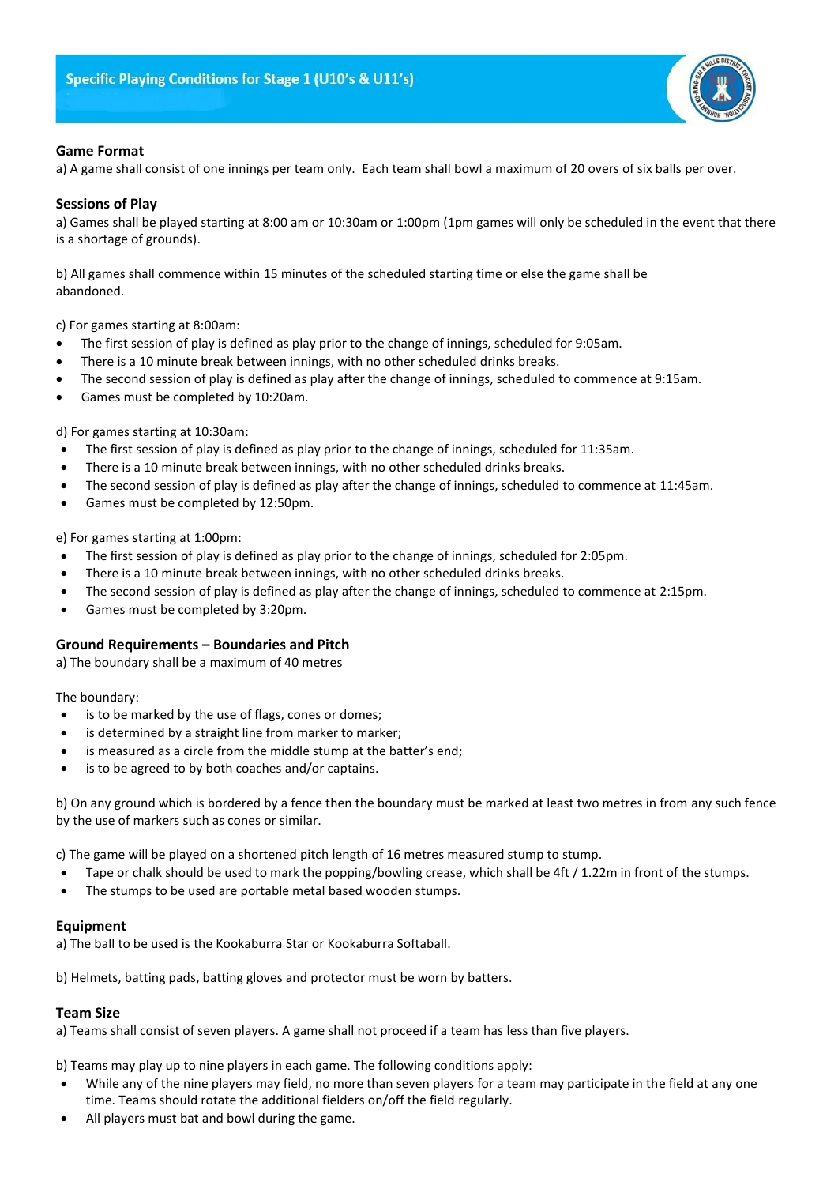# Specific Playing Conditions for Stage 1 (U10's & U11's)

## Game Format

a) A game shall consist of one innings per team only. Each team shall bowl a maximum of 20 overs of six balls per over.

## Sessions of Play

a) Games shall be played starting at 8:00 am or 10:30am or 1:00pm (1pm games will only be scheduled in the event that there is a shortage of grounds).

b) All games shall commence within 15 minutes of the scheduled starting time or else the game shall be abandoned.

c) For games starting at 8:00am:

- The first session of play is defined as play prior to the change of innings, scheduled for 9:05am.
- There is a 10 minute break between innings, with no other scheduled drinks breaks.
- The second session of play is defined as play after the change of innings, scheduled to commence at 9:15am.
- Games must be completed by 10:20am.

d) For games starting at 10:30am:

- The first session of play is defined as play prior to the change of innings, scheduled for 11:35am.
- There is a 10 minute break between innings, with no other scheduled drinks breaks.
- The second session of play is defined as play after the change of innings, scheduled to commence at 11:45am.
- Games must be completed by 12:50pm.

e) For games starting at 1:00pm:

- The first session of play is defined as play prior to the change of innings, scheduled for 2:05pm.
- There is a 10 minute break between innings, with no other scheduled drinks breaks.
- The second session of play is defined as play after the change of innings, scheduled to commence at 2:15pm.
- Games must be completed by 3:20pm.

## Ground Requirements – Boundaries and Pitch

a) The boundary shall be a maximum of 40 metres

The boundary:

- is to be marked by the use of flags, cones or domes;
- is determined by a straight line from marker to marker;
- is measured as a circle from the middle stump at the batter's end;
- is to be agreed to by both coaches and/or captains.

b) On any ground which is bordered by a fence then the boundary must be marked at least two metres in from any such fence by the use of markers such as cones or similar.

c) The game will be played on a shortened pitch length of 16 metres measured stump to stump.

- Tape or chalk should be used to mark the popping/bowling crease, which shall be 4ft / 1.22m in front of the stumps.
- The stumps to be used are portable metal based wooden stumps.

## Equipment

a) The ball to be used is the Kookaburra Star or Kookaburra Softaball.

b) Helmets, batting pads, batting gloves and protector must be worn by batters.

## Team Size

a) Teams shall consist of seven players. A game shall not proceed if a team has less than five players.

b) Teams may play up to nine players in each game. The following conditions apply:

- While any of the nine players may field, no more than seven players for a team may participate in the field at any one time. Teams should rotate the additional fielders on/off the field regularly.
- All players must bat and bowl during the game.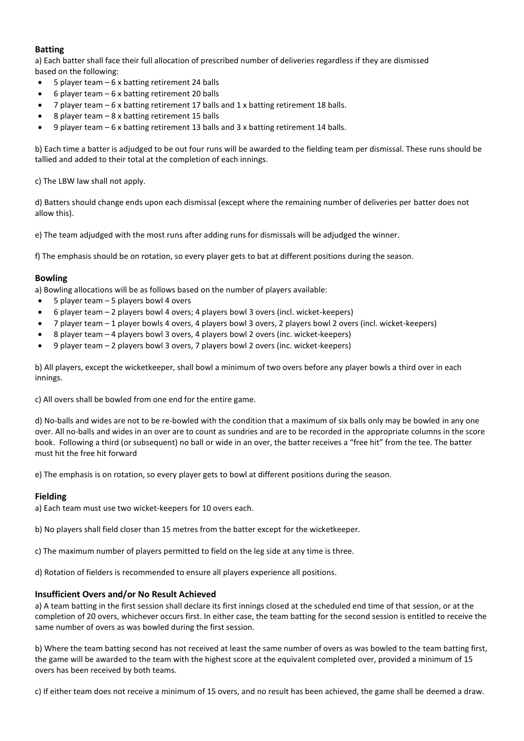### Batting

a) Each batter shall face their full allocation of prescribed number of deliveries regardless if they are dismissed based on the following:

- 5 player team – 6 x batting retirement 24 balls
- 6 player team – 6 x batting retirement 20 balls
- 7 player team – 6 x batting retirement 17 balls and 1 x batting retirement 18 balls.
- 8 player team – 8 x batting retirement 15 balls
- 9 player team – 6 x batting retirement 13 balls and 3 x batting retirement 14 balls.

b) Each time a batter is adjudged to be out four runs will be awarded to the fielding team per dismissal. These runs should be tallied and added to their total at the completion of each innings.

c) The LBW law shall not apply.

d) Batters should change ends upon each dismissal (except where the remaining number of deliveries per batter does not allow this).

e) The team adjudged with the most runs after adding runs for dismissals will be adjudged the winner.

f) The emphasis should be on rotation, so every player gets to bat at different positions during the season.

### Bowling

a) Bowling allocations will be as follows based on the number of players available:

- 5 player team – 5 players bowl 4 overs
- 6 player team – 2 players bowl 4 overs; 4 players bowl 3 overs (incl. wicket-keepers)
- 7 player team – 1 player bowls 4 overs, 4 players bowl 3 overs, 2 players bowl 2 overs (incl. wicket-keepers)
- 8 player team – 4 players bowl 3 overs, 4 players bowl 2 overs (inc. wicket-keepers)
- 9 player team – 2 players bowl 3 overs, 7 players bowl 2 overs (inc. wicket-keepers)

b) All players, except the wicketkeeper, shall bowl a minimum of two overs before any player bowls a third over in each innings.

c) All overs shall be bowled from one end for the entire game.

d) No-balls and wides are not to be re-bowled with the condition that a maximum of six balls only may be bowled in any one over. All no-balls and wides in an over are to count as sundries and are to be recorded in the appropriate columns in the score book. Following a third (or subsequent) no ball or wide in an over, the batter receives a "free hit" from the tee. The batter must hit the free hit forward

e) The emphasis is on rotation, so every player gets to bowl at different positions during the season.

### Fielding

a) Each team must use two wicket-keepers for 10 overs each.

b) No players shall field closer than 15 metres from the batter except for the wicketkeeper.

c) The maximum number of players permitted to field on the leg side at any time is three.

d) Rotation of fielders is recommended to ensure all players experience all positions.

### Insufficient Overs and/or No Result Achieved

a) A team batting in the first session shall declare its first innings closed at the scheduled end time of that session, or at the completion of 20 overs, whichever occurs first. In either case, the team batting for the second session is entitled to receive the same number of overs as was bowled during the first session.

b) Where the team batting second has not received at least the same number of overs as was bowled to the team batting first, the game will be awarded to the team with the highest score at the equivalent completed over, provided a minimum of 15 overs has been received by both teams.

c) If either team does not receive a minimum of 15 overs, and no result has been achieved, the game shall be deemed a draw.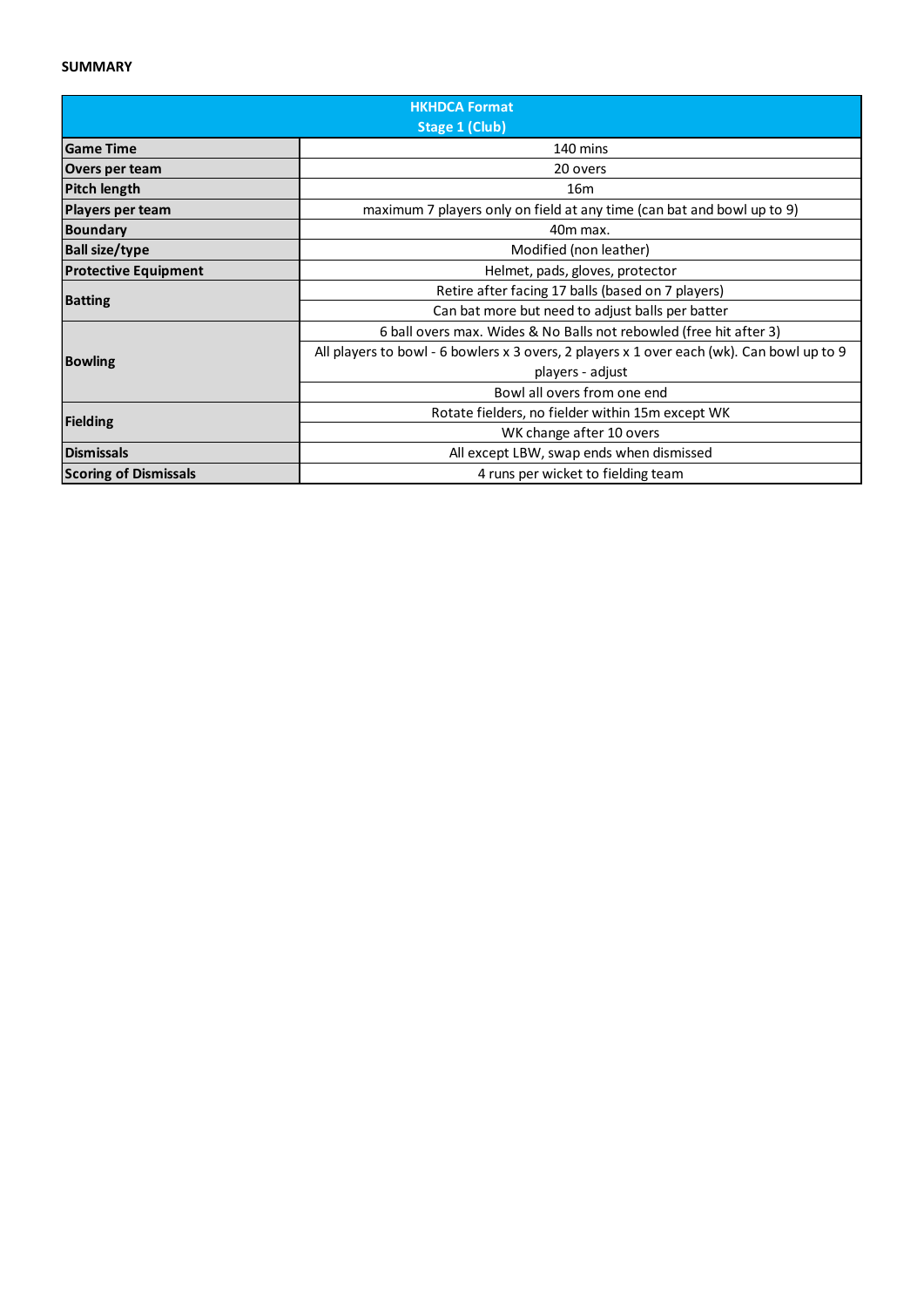**SUMMARY**

| HKHDCA Format<br>Stage 1 (Club) | |
|---|---|
| **Game Time** | 140 mins |
| **Overs per team** | 20 overs |
| **Pitch length** | 16m |
| **Players per team** | maximum 7 players only on field at any time (can bat and bowl up to 9) |
| **Boundary** | 40m max. |
| **Ball size/type** | Modified (non leather) |
| **Protective Equipment** | Helmet, pads, gloves, protector |
| **Batting** | Retire after facing 17 balls (based on 7 players) |
| | Can bat more but need to adjust balls per batter |
| **Bowling** | 6 ball overs max. Wides & No Balls not rebowled (free hit after 3) |
| | All players to bowl - 6 bowlers x 3 overs, 2 players x 1 over each (wk). Can bowl up to 9 players - adjust |
| | Bowl all overs from one end |
| **Fielding** | Rotate fielders, no fielder within 15m except WK |
| | WK change after 10 overs |
| **Dismissals** | All except LBW, swap ends when dismissed |
| **Scoring of Dismissals** | 4 runs per wicket to fielding team |